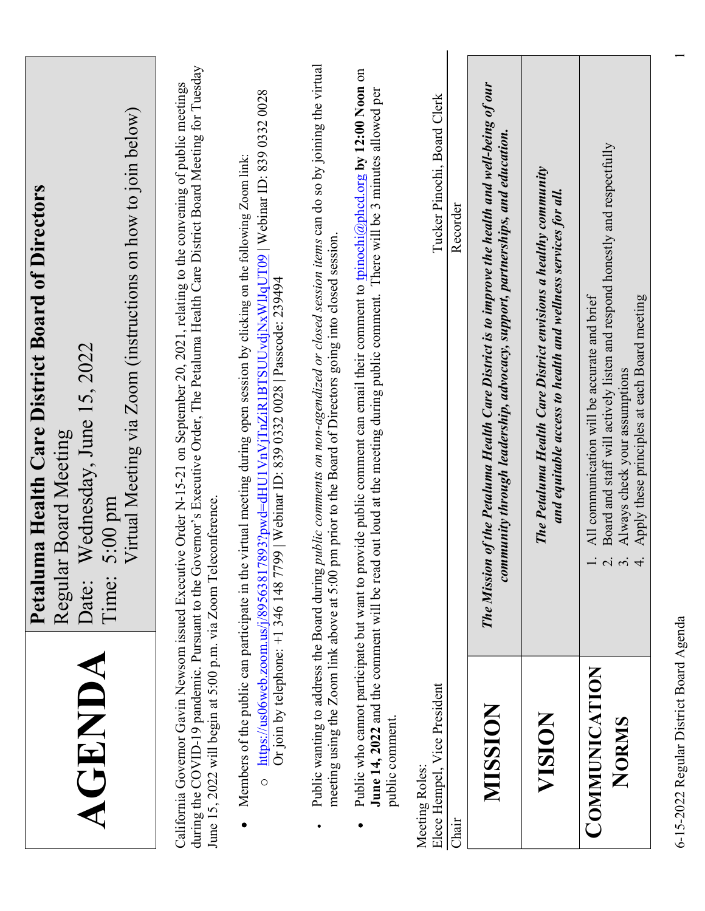# AGENDA

**Petaluma Health Care District Board of Directors**
Regular Board Meeting
Date: Wednesday, June 15, 2022
Time: 5:00 pm
Virtual Meeting via Zoom (instructions on how to join below)

California Governor Gavin Newsom issued Executive Order N-15-21 on September 20, 2021, relating to the convening of public meetings during the COVID-19 pandemic. Pursuant to the Governor's Executive Order, The Petaluma Health Care District Board Meeting for Tuesday June 15, 2022 will begin at 5:00 p.m. via Zoom Teleconference.

- Members of the public can participate in the virtual meeting during open session by clicking on the following Zoom link:
  - https://us06web.zoom.us/j/89563817893?pwd=dHU1VnVjTnZiR1BTSUUvdjNxWlJqUT09 | Webinar ID: 839 0332 0028
    Or join by telephone: +1 346 148 7799 | Webinar ID: 839 0332 0028 | Passcode: 239494
- Public wanting to address the Board during *public comments on non-agendized or closed session items* can do so by joining the virtual meeting using the Zoom link above at 5:00 pm prior to the Board of Directors going into closed session.
- Public who cannot participate but want to provide public comment can email their comment to tpinochi@phcd.org **by 12:00 Noon** on **June 14, 2022** and the comment will be read out loud at the meeting during public comment. There will be 3 minutes allowed per public comment.

Meeting Roles:

| Elece Hempel, Vice President | Tucker Pinochi, Board Clerk |
|---|---|
| Chair | Recorder |

| | |
|---|---|
| **MISSION** | ***The Mission of the Petaluma Health Care District is to improve the health and well-being of our community through leadership, advocacy, support, partnerships, and education.*** |
| **VISION** | ***The Petaluma Health Care District envisions a healthy community and equitable access to health and wellness services for all.*** |
| **COMMUNICATION NORMS** | 1. All communication will be accurate and brief<br>2. Board and staff will actively listen and respond honestly and respectfully<br>3. Always check your assumptions<br>4. Apply these principles at each Board meeting |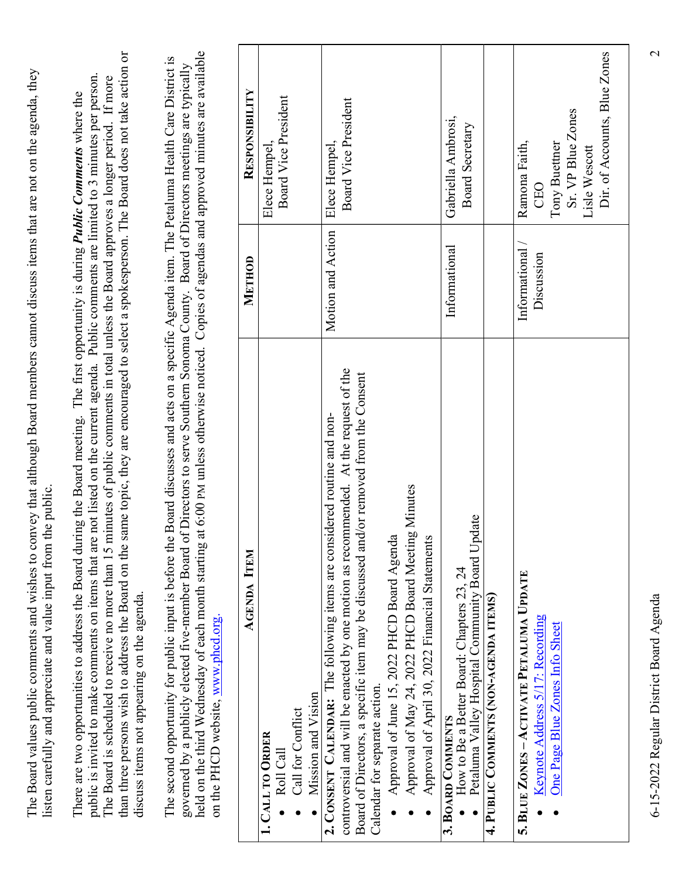The Board values public comments and wishes to convey that although Board members cannot discuss items that are not on the agenda, they listen carefully and appreciate and value input from the public.

There are two opportunities to address the Board during the Board meeting. The first opportunity is during ***Public Comments*** where the public is invited to make comments on items that are not listed on the current agenda. Public comments are limited to 3 minutes per person. The Board is scheduled to receive no more than 15 minutes of public comments in total unless the Board approves a longer period. If more than three persons wish to address the Board on the same topic, they are encouraged to select a spokesperson. The Board does not take action or discuss items not appearing on the agenda.

The second opportunity for public input is before the Board discusses and acts on a specific Agenda item. The Petaluma Health Care District is governed by a publicly elected five-member Board of Directors to serve Southern Sonoma County. Board of Directors meetings are typically held on the third Wednesday of each month starting at 6:00 PM unless otherwise noticed. Copies of agendas and approved minutes are available on the PHCD website, www.phcd.org.

| AGENDA ITEM | METHOD | RESPONSIBILITY |
|---|---|---|
| **1. CALL TO ORDER**<br>• Roll Call<br>• Call for Conflict<br>• Mission and Vision | | Elece Hempel,<br>Board Vice President |
| **2. CONSENT CALENDAR:** The following items are considered routine and non-controversial and will be enacted by one motion as recommended. At the request of the Board of Directors, a specific item may be discussed and/or removed from the Consent Calendar for separate action.<br>• Approval of June 15, 2022 PHCD Board Agenda<br>• Approval of May 24, 2022 PHCD Board Meeting Minutes<br>• Approval of April 30, 2022 Financial Statements | Motion and Action | Elece Hempel,<br>Board Vice President |
| **3. BOARD COMMENTS**<br>• How to Be a Better Board: Chapters 23, 24<br>• Petaluma Valley Hospital Community Board Update | Informational | Gabriella Ambrosi,<br>Board Secretary |
| **4. PUBLIC COMMENTS (NON-AGENDA ITEMS)** | | |
| **5. BLUE ZONES – ACTIVATE PETALUMA UPDATE**<br>• Keynote Address 5/17: Recording<br>• One Page Blue Zones Info Sheet | Informational / Discussion | Ramona Faith,<br>CEO<br>Tony Buettner<br>Sr. VP Blue Zones<br>Lisle Wescott<br>Dir. of Accounts, Blue Zones |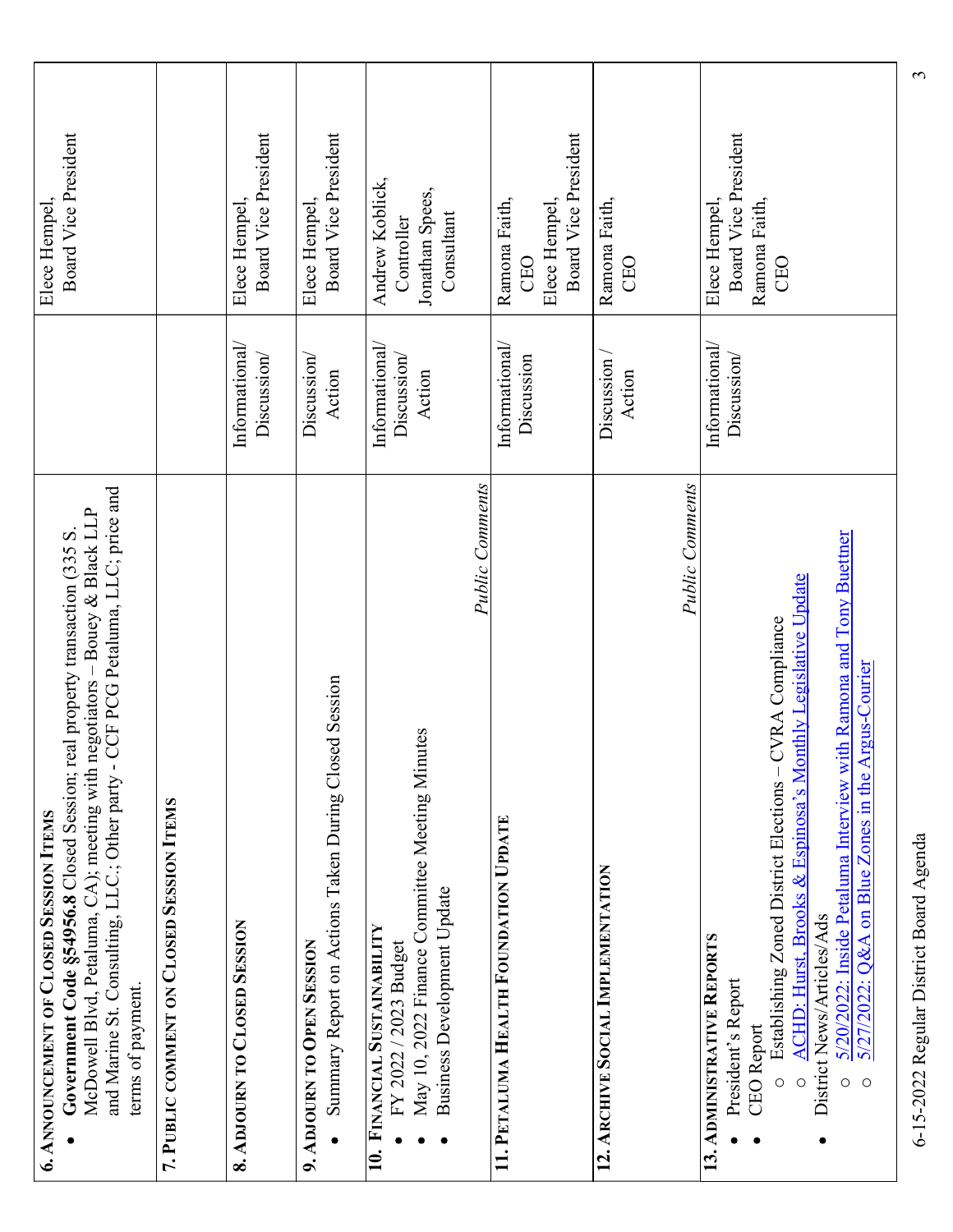| | | |
|---|---|---|
| **6. ANNOUNCEMENT OF CLOSED SESSION ITEMS**<br>• **Government Code §54956.8** Closed Session; real property transaction (335 S. McDowell Blvd, Petaluma, CA); meeting with negotiators – Bouey & Black LLP and Marine St. Consulting, LLC.; Other party - CCF PCG Petaluma, LLC; price and terms of payment. | | Elece Hempel,<br>Board Vice President |
| **7. PUBLIC COMMENT ON CLOSED SESSION ITEMS** | | |
| **8. ADJOURN TO CLOSED SESSION** | Informational/ Discussion/ | Elece Hempel,<br>Board Vice President |
| **9. ADJOURN TO OPEN SESSION**<br>• Summary Report on Actions Taken During Closed Session | Discussion/ Action | Elece Hempel,<br>Board Vice President |
| **10. FINANCIAL SUSTAINABILITY**<br>• FY 2022 / 2023 Budget<br>• May 10, 2022 Finance Committee Meeting Minutes<br>• Business Development Update<br>*Public Comments* | Informational/ Discussion/ Action | Andrew Koblick,<br>Controller<br>Jonathan Spees,<br>Consultant |
| **11. PETALUMA HEALTH FOUNDATION UPDATE** | Informational/ Discussion | Ramona Faith,<br>CEO<br>Elece Hempel,<br>Board Vice President |
| **12. ARCHIVE SOCIAL IMPLEMENTATION**<br>*Public Comments* | Discussion / Action | Ramona Faith,<br>CEO |
| **13. ADMINISTRATIVE REPORTS**<br>• President's Report<br>• CEO Report<br>○ Establishing Zoned District Elections – CVRA Compliance<br>○ ACHD: Hurst, Brooks & Espinosa's Monthly Legislative Update<br>• District News/Articles/Ads<br>○ 5/20/2022: Inside Petaluma Interview with Ramona and Tony Buettner<br>○ 5/27/2022: Q&A on Blue Zones in the Argus-Courier | Informational/ Discussion/ | Elece Hempel,<br>Board Vice President<br>Ramona Faith,<br>CEO |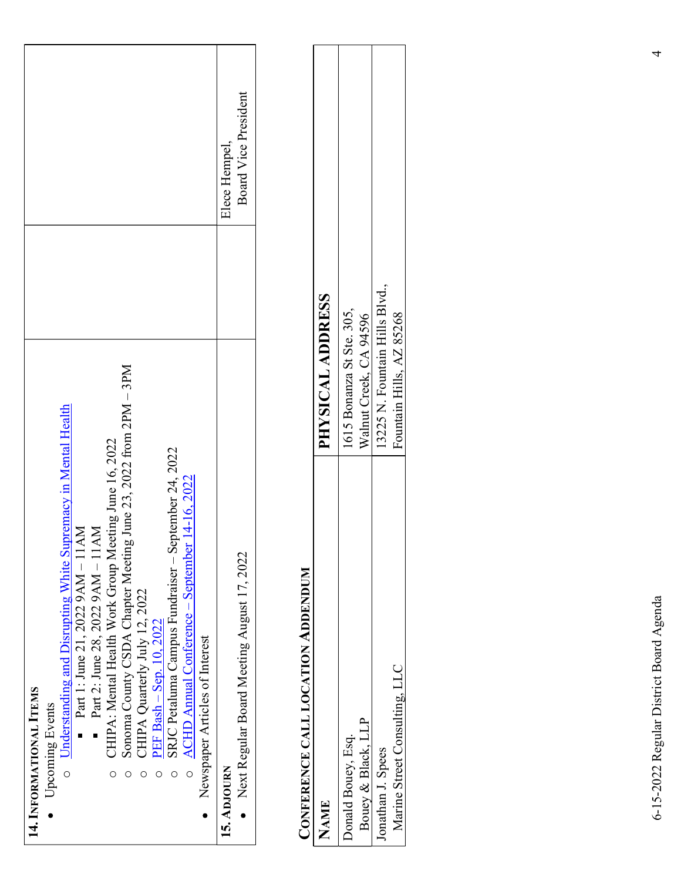| | | |
|---|---|---|
| **14. INFORMATIONAL ITEMS**<br>• Upcoming Events<br>  ○ Understanding and Disrupting White Supremacy in Mental Health<br>    ▪ Part 1: June 21, 2022 9AM – 11AM<br>    ▪ Part 2: June 28, 2022 9AM – 11AM<br>  ○ CHIPA: Mental Health Work Group Meeting June 16, 2022<br>  ○ Sonoma County CSDA Chapter Meeting June 23, 2022 from 2PM – 3PM<br>  ○ CHIPA Quarterly July 12, 2022<br>  ○ PEF Bash – Sep. 10, 2022<br>  ○ SRJC Petaluma Campus Fundraiser – September 24, 2022<br>  ○ ACHD Annual Conference – September 14-16, 2022<br>• Newspaper Articles of Interest | | |
| **15. ADJOURN**<br>• Next Regular Board Meeting August 17, 2022 | | Elece Hempel,<br>Board Vice President |

## CONFERENCE CALL LOCATION ADDENDUM

| NAME | PHYSICAL ADDRESS |
|---|---|
| Donald Bouey, Esq.<br>Bouey & Black, LLP | 1615 Bonanza St Ste. 305,<br>Walnut Creek, CA 94596 |
| Jonathan J. Spees<br>Marine Street Consulting, LLC | 13225 N. Fountain Hills Blvd.,<br>Fountain Hills, AZ 85268 |